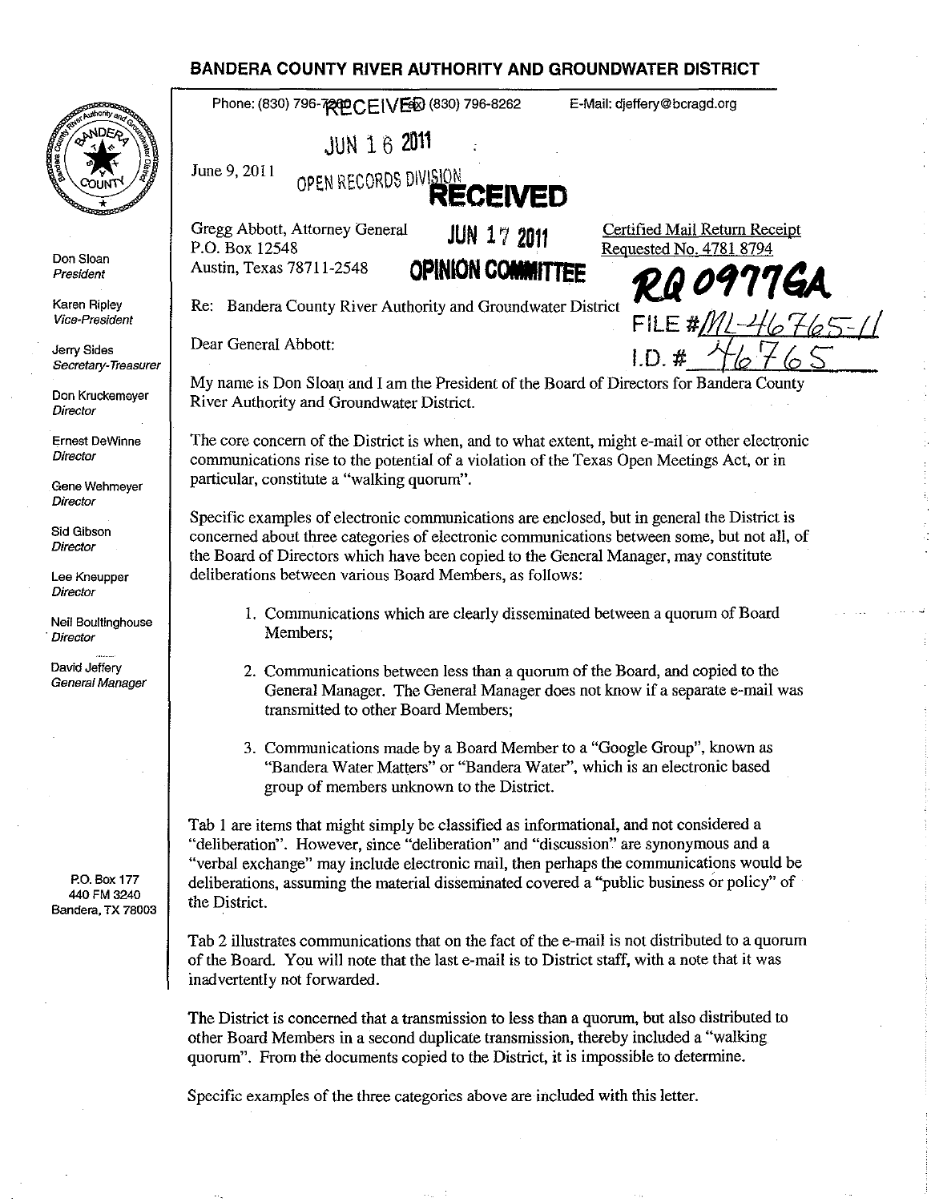# BANDERA COUNTY RIVER AUTHORITY AND GROUNDWATER DISTRICT

Don Sloan
*President*

Karen Ripley
*Vice-President*

Jerry Sides
*Secretary-Treasurer*

Don Kruckemeyer
*Director*

Ernest DeWinne
*Director*

Gene Wehmeyer
*Director*

Sid Gibson
*Director*

Lee Kneupper
*Director*

Neil Boultinghouse
*Director*

David Jeffery
*General Manager*

P.O. Box 177
440 FM 3240
Bandera, TX 78003

Phone: (830) 796-7260 Fax: (830) 796-8262 E-Mail: djeffery@bcragd.org

RECEIVED
JUN 16 2011
OPEN RECORDS DIVISION

June 9, 2011

RECEIVED
JUN 17 2011
OPINION COMMITTEE

Gregg Abbott, Attorney General
P.O. Box 12548
Austin, Texas 78711-2548

Certified Mail Return Receipt
Requested No. 4781 8794

RQ 0977GA
FILE #ML-46765-11
I.D. # 46765

Re: Bandera County River Authority and Groundwater District

Dear General Abbott:

My name is Don Sloan and I am the President of the Board of Directors for Bandera County River Authority and Groundwater District.

The core concern of the District is when, and to what extent, might e-mail or other electronic communications rise to the potential of a violation of the Texas Open Meetings Act, or in particular, constitute a "walking quorum".

Specific examples of electronic communications are enclosed, but in general the District is concerned about three categories of electronic communications between some, but not all, of the Board of Directors which have been copied to the General Manager, may constitute deliberations between various Board Members, as follows:

1. Communications which are clearly disseminated between a quorum of Board Members;
2. Communications between less than a quorum of the Board, and copied to the General Manager. The General Manager does not know if a separate e-mail was transmitted to other Board Members;
3. Communications made by a Board Member to a "Google Group", known as "Bandera Water Matters" or "Bandera Water", which is an electronic based group of members unknown to the District.

Tab 1 are items that might simply be classified as informational, and not considered a "deliberation". However, since "deliberation" and "discussion" are synonymous and a "verbal exchange" may include electronic mail, then perhaps the communications would be deliberations, assuming the material disseminated covered a "public business or policy" of the District.

Tab 2 illustrates communications that on the fact of the e-mail is not distributed to a quorum of the Board. You will note that the last e-mail is to District staff, with a note that it was inadvertently not forwarded.

The District is concerned that a transmission to less than a quorum, but also distributed to other Board Members in a second duplicate transmission, thereby included a "walking quorum". From the documents copied to the District, it is impossible to determine.

Specific examples of the three categories above are included with this letter.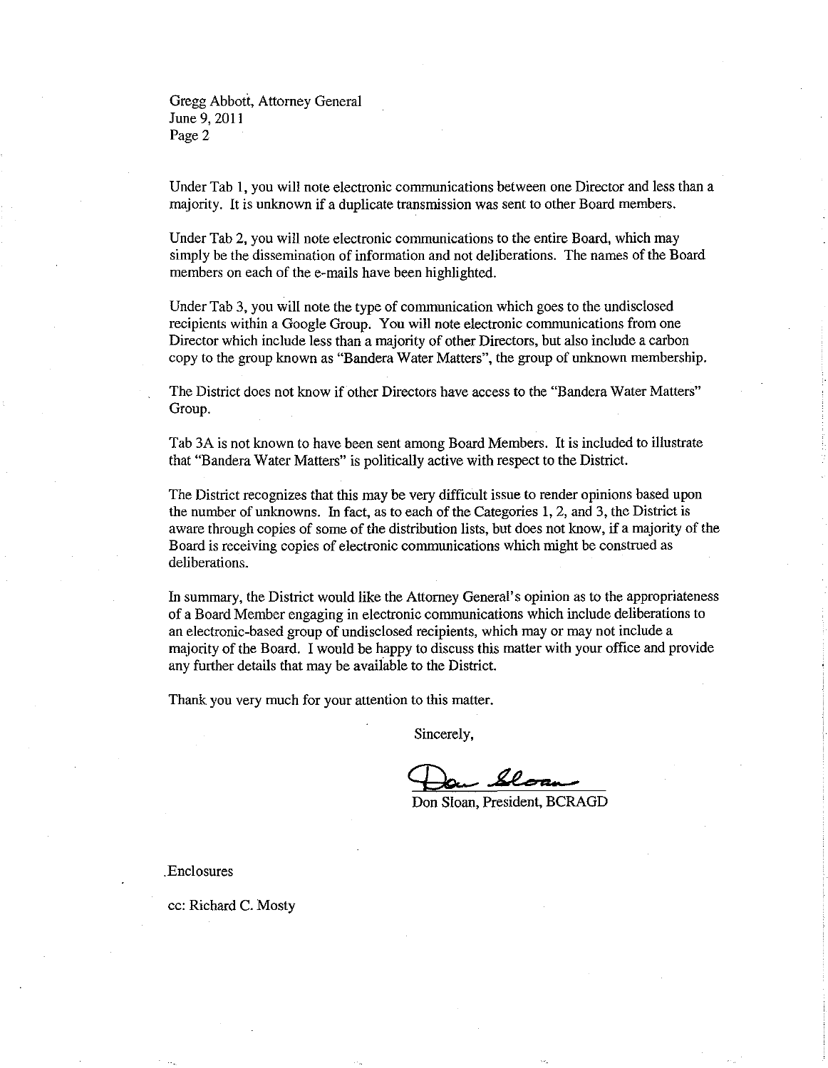Gregg Abbott, Attorney General
June 9, 2011
Page 2

Under Tab 1, you will note electronic communications between one Director and less than a majority. It is unknown if a duplicate transmission was sent to other Board members.

Under Tab 2, you will note electronic communications to the entire Board, which may simply be the dissemination of information and not deliberations. The names of the Board members on each of the e-mails have been highlighted.

Under Tab 3, you will note the type of communication which goes to the undisclosed recipients within a Google Group. You will note electronic communications from one Director which include less than a majority of other Directors, but also include a carbon copy to the group known as "Bandera Water Matters", the group of unknown membership.

The District does not know if other Directors have access to the "Bandera Water Matters" Group.

Tab 3A is not known to have been sent among Board Members. It is included to illustrate that "Bandera Water Matters" is politically active with respect to the District.

The District recognizes that this may be very difficult issue to render opinions based upon the number of unknowns. In fact, as to each of the Categories 1, 2, and 3, the District is aware through copies of some of the distribution lists, but does not know, if a majority of the Board is receiving copies of electronic communications which might be construed as deliberations.

In summary, the District would like the Attorney General's opinion as to the appropriateness of a Board Member engaging in electronic communications which include deliberations to an electronic-based group of undisclosed recipients, which may or may not include a majority of the Board. I would be happy to discuss this matter with your office and provide any further details that may be available to the District.

Thank you very much for your attention to this matter.

Sincerely,

Don Sloan

Don Sloan, President, BCRAGD

Enclosures

cc: Richard C. Mosty